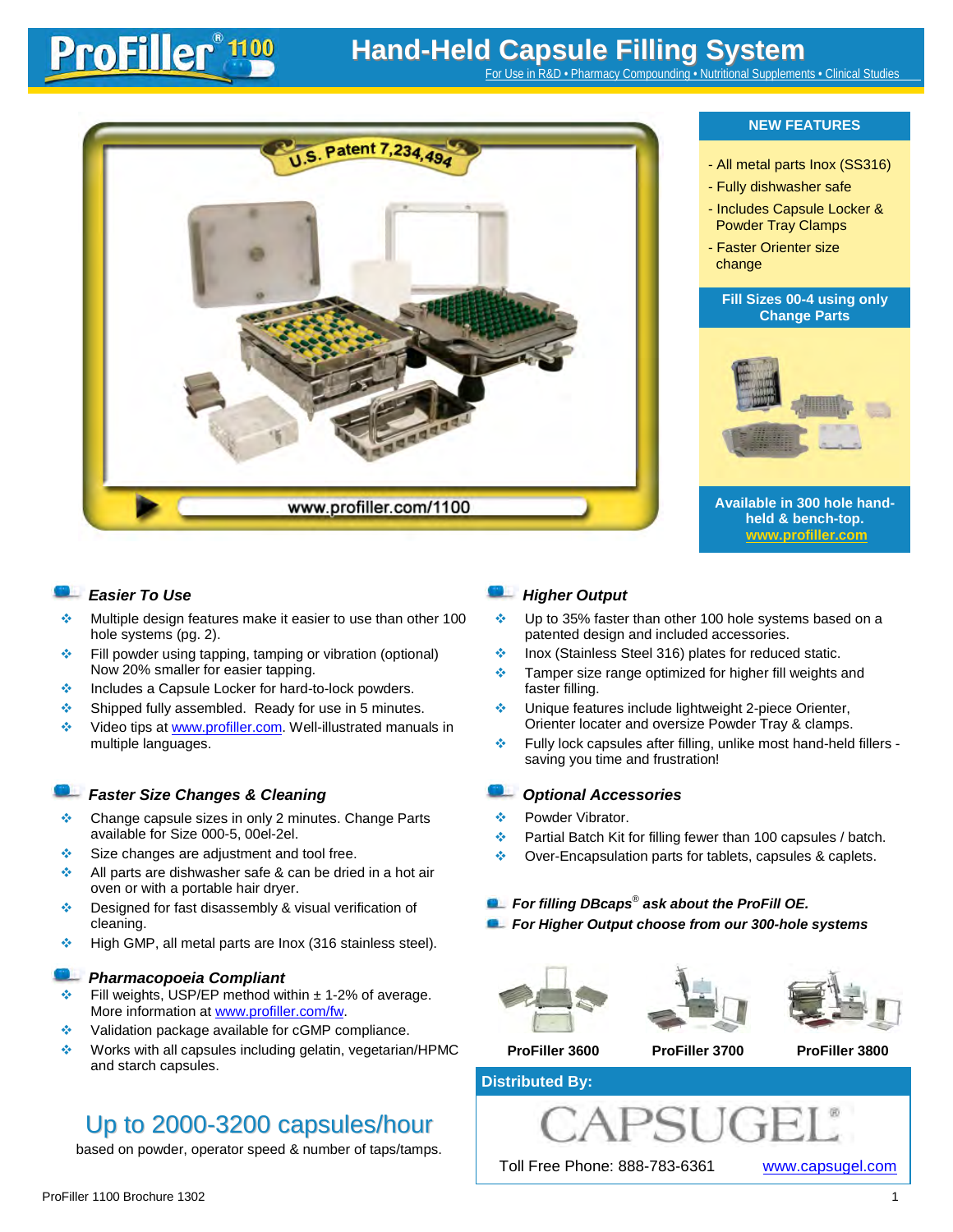# ProFiller® 1100

## Hand-Held Capsule Filling System

For Use in R&D • Pharmacy Compounding • Nutritional Supplements • Clinical Studies

U.S. Patent 7,234,494

www.profiller.com/1100

### NEW FEATURES

- All metal parts Inox (SS316)
- Fully dishwasher safe
- Includes Capsule Locker & Powder Tray Clamps
- Faster Orienter size change

**Fill Sizes 00-4 using only Change Parts**

**Available in 300 hole hand-held & bench-top. www.profiller.com**

### *Easier To Use*

- Multiple design features make it easier to use than other 100 hole systems (pg. 2).
- Fill powder using tapping, tamping or vibration (optional) Now 20% smaller for easier tapping.
- Includes a Capsule Locker for hard-to-lock powders.
- Shipped fully assembled. Ready for use in 5 minutes.
- Video tips at www.profiller.com. Well-illustrated manuals in multiple languages.

### *Faster Size Changes & Cleaning*

- Change capsule sizes in only 2 minutes. Change Parts available for Size 000-5, 00el-2el.
- Size changes are adjustment and tool free.
- All parts are dishwasher safe & can be dried in a hot air oven or with a portable hair dryer.
- Designed for fast disassembly & visual verification of cleaning.
- High GMP, all metal parts are Inox (316 stainless steel).

### *Pharmacopoeia Compliant*

- Fill weights, USP/EP method within ± 1-2% of average. More information at www.profiller.com/fw.
- Validation package available for cGMP compliance.
- Works with all capsules including gelatin, vegetarian/HPMC and starch capsules.

## Up to 2000-3200 capsules/hour

based on powder, operator speed & number of taps/tamps.

### *Higher Output*

- Up to 35% faster than other 100 hole systems based on a patented design and included accessories.
- Inox (Stainless Steel 316) plates for reduced static.
- Tamper size range optimized for higher fill weights and faster filling.
- Unique features include lightweight 2-piece Orienter, Orienter locater and oversize Powder Tray & clamps.
- Fully lock capsules after filling, unlike most hand-held fillers - saving you time and frustration!

### *Optional Accessories*

- Powder Vibrator.
- Partial Batch Kit for filling fewer than 100 capsules / batch.
- Over-Encapsulation parts for tablets, capsules & caplets.

***For filling DBcaps® ask about the ProFill OE.***

***For Higher Output choose from our 300-hole systems***

**ProFiller 3600** **ProFiller 3700** **ProFiller 3800**

**Distributed By:**

CAPSUGEL®

Toll Free Phone: 888-783-6361 www.capsugel.com

ProFiller 1100 Brochure 1302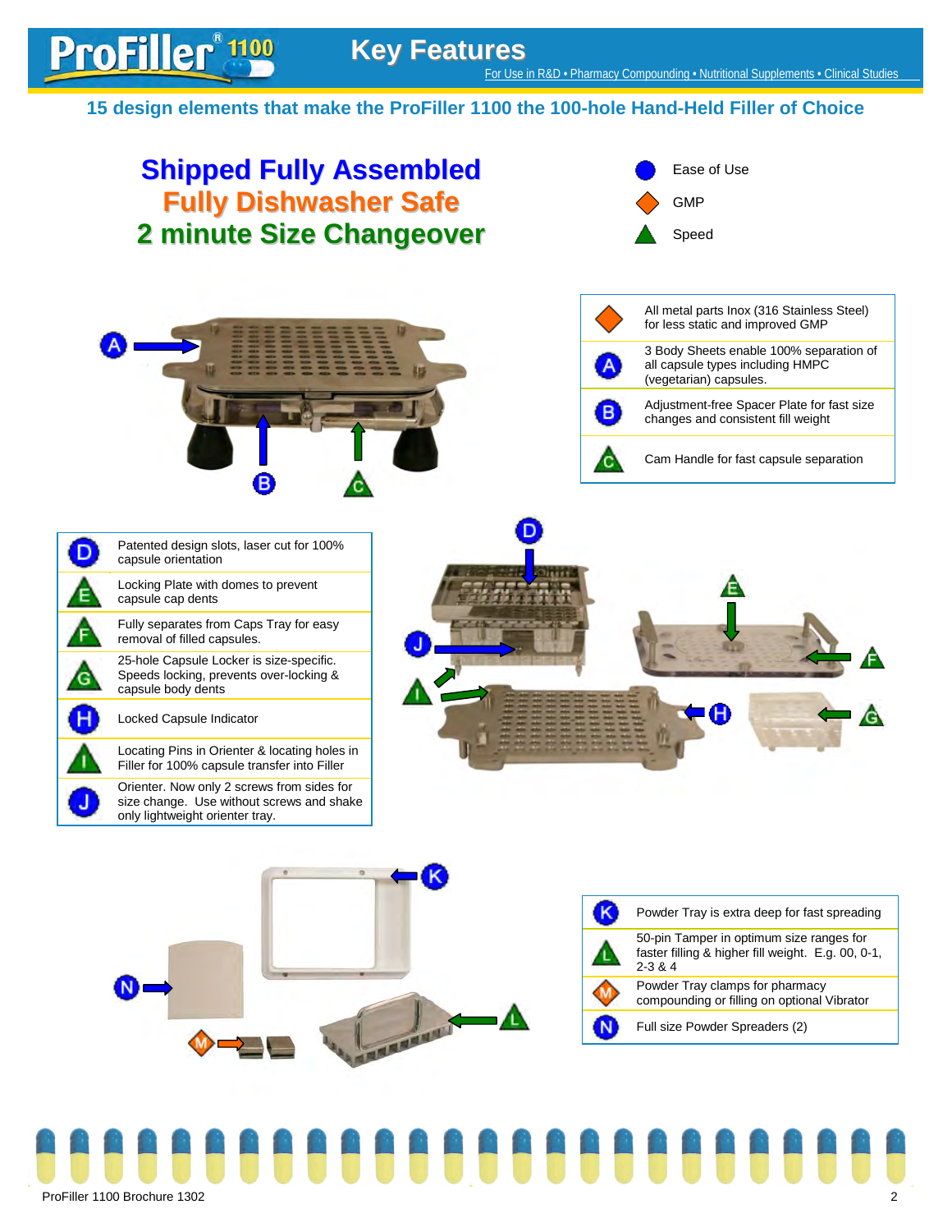# Key Features

For Use in R&D • Pharmacy Compounding • Nutritional Supplements • Clinical Studies

## 15 design elements that make the ProFiller 1100 the 100-hole Hand-Held Filler of Choice

**Shipped Fully Assembled**
**Fully Dishwasher Safe**
**2 minute Size Changeover**

- ● Ease of Use
- ◆ GMP
- ▲ Speed

| | |
|---|---|
| ◆ | All metal parts Inox (316 Stainless Steel) for less static and improved GMP |
| A | 3 Body Sheets enable 100% separation of all capsule types including HMPC (vegetarian) capsules. |
| B | Adjustment-free Spacer Plate for fast size changes and consistent fill weight |
| C | Cam Handle for fast capsule separation |

| | |
|---|---|
| D | Patented design slots, laser cut for 100% capsule orientation |
| E | Locking Plate with domes to prevent capsule cap dents |
| F | Fully separates from Caps Tray for easy removal of filled capsules. |
| G | 25-hole Capsule Locker is size-specific. Speeds locking, prevents over-locking & capsule body dents |
| H | Locked Capsule Indicator |
| I | Locating Pins in Orienter & locating holes in Filler for 100% capsule transfer into Filler |
| J | Orienter. Now only 2 screws from sides for size change. Use without screws and shake only lightweight orienter tray. |

| | |
|---|---|
| K | Powder Tray is extra deep for fast spreading |
| L | 50-pin Tamper in optimum size ranges for faster filling & higher fill weight. E.g. 00, 0-1, 2-3 & 4 |
| M | Powder Tray clamps for pharmacy compounding or filling on optional Vibrator |
| N | Full size Powder Spreaders (2) |

ProFiller 1100 Brochure 1302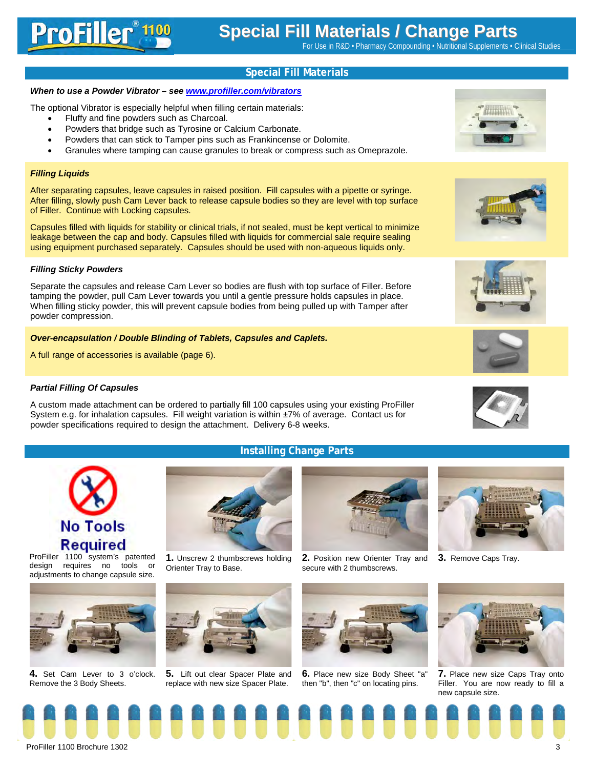# Special Fill Materials / Change Parts

For Use in R&D • Pharmacy Compounding • Nutritional Supplements • Clinical Studies

## Special Fill Materials

***When to use a Powder Vibrator – see www.profiller.com/vibrators***

The optional Vibrator is especially helpful when filling certain materials:

- Fluffy and fine powders such as Charcoal.
- Powders that bridge such as Tyrosine or Calcium Carbonate.
- Powders that can stick to Tamper pins such as Frankincense or Dolomite.
- Granules where tamping can cause granules to break or compress such as Omeprazole.

### *Filling Liquids*

After separating capsules, leave capsules in raised position. Fill capsules with a pipette or syringe. After filling, slowly push Cam Lever back to release capsule bodies so they are level with top surface of Filler. Continue with Locking capsules.

Capsules filled with liquids for stability or clinical trials, if not sealed, must be kept vertical to minimize leakage between the cap and body. Capsules filled with liquids for commercial sale require sealing using equipment purchased separately. Capsules should be used with non-aqueous liquids only.

### *Filling Sticky Powders*

Separate the capsules and release Cam Lever so bodies are flush with top surface of Filler. Before tamping the powder, pull Cam Lever towards you until a gentle pressure holds capsules in place. When filling sticky powder, this will prevent capsule bodies from being pulled up with Tamper after powder compression.

### *Over-encapsulation / Double Blinding of Tablets, Capsules and Caplets.*

A full range of accessories is available (page 6).

### *Partial Filling Of Capsules*

A custom made attachment can be ordered to partially fill 100 capsules using your existing ProFiller System e.g. for inhalation capsules. Fill weight variation is within ±7% of average. Contact us for powder specifications required to design the attachment. Delivery 6-8 weeks.

## Installing Change Parts

**No Tools Required**

ProFiller 1100 system's patented design requires no tools or adjustments to change capsule size.

**1.** Unscrew 2 thumbscrews holding Orienter Tray to Base.

**2.** Position new Orienter Tray and secure with 2 thumbscrews.

**3.** Remove Caps Tray.

**4.** Set Cam Lever to 3 o'clock. Remove the 3 Body Sheets.

**5.** Lift out clear Spacer Plate and replace with new size Spacer Plate.

**6.** Place new size Body Sheet "a" then "b", then "c" on locating pins.

**7.** Place new size Caps Tray onto Filler. You are now ready to fill a new capsule size.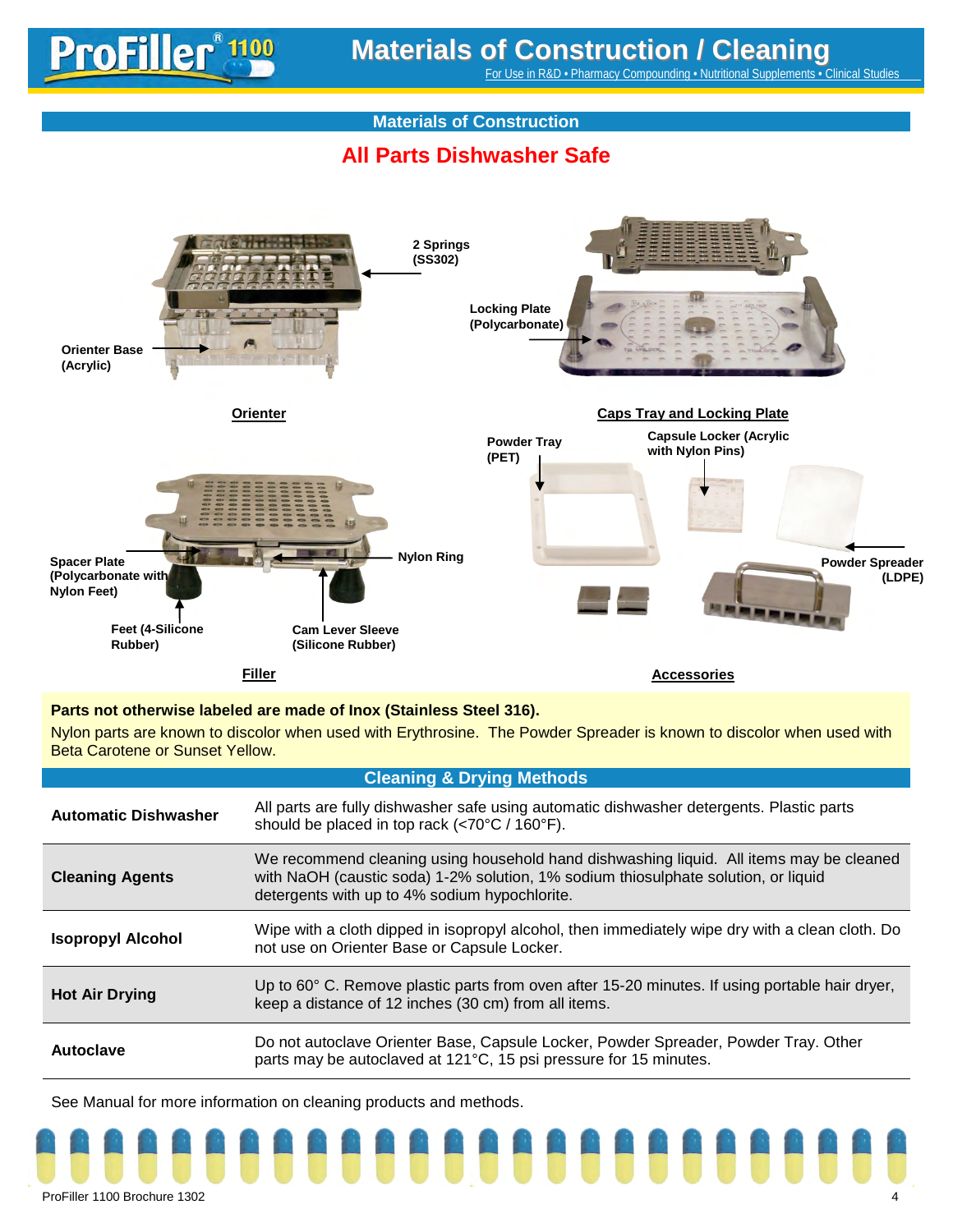# Materials of Construction / Cleaning

For Use in R&D • Pharmacy Compounding • Nutritional Supplements • Clinical Studies

## Materials of Construction

### All Parts Dishwasher Safe

2 Springs (SS302)

Orienter Base (Acrylic)

Locking Plate (Polycarbonate)

**Orienter**

**Caps Tray and Locking Plate**

Powder Tray (PET)

Capsule Locker (Acrylic with Nylon Pins)

Spacer Plate (Polycarbonate with Nylon Feet)

Nylon Ring

Powder Spreader (LDPE)

Feet (4-Silicone Rubber)

Cam Lever Sleeve (Silicone Rubber)

**Filler**

**Accessories**

**Parts not otherwise labeled are made of Inox (Stainless Steel 316).**

Nylon parts are known to discolor when used with Erythrosine. The Powder Spreader is known to discolor when used with Beta Carotene or Sunset Yellow.

## Cleaning & Drying Methods

| Method | Description |
|---|---|
| **Automatic Dishwasher** | All parts are fully dishwasher safe using automatic dishwasher detergents. Plastic parts should be placed in top rack (<70°C / 160°F). |
| **Cleaning Agents** | We recommend cleaning using household hand dishwashing liquid. All items may be cleaned with NaOH (caustic soda) 1-2% solution, 1% sodium thiosulphate solution, or liquid detergents with up to 4% sodium hypochlorite. |
| **Isopropyl Alcohol** | Wipe with a cloth dipped in isopropyl alcohol, then immediately wipe dry with a clean cloth. Do not use on Orienter Base or Capsule Locker. |
| **Hot Air Drying** | Up to 60° C. Remove plastic parts from oven after 15-20 minutes. If using portable hair dryer, keep a distance of 12 inches (30 cm) from all items. |
| **Autoclave** | Do not autoclave Orienter Base, Capsule Locker, Powder Spreader, Powder Tray. Other parts may be autoclaved at 121°C, 15 psi pressure for 15 minutes. |

See Manual for more information on cleaning products and methods.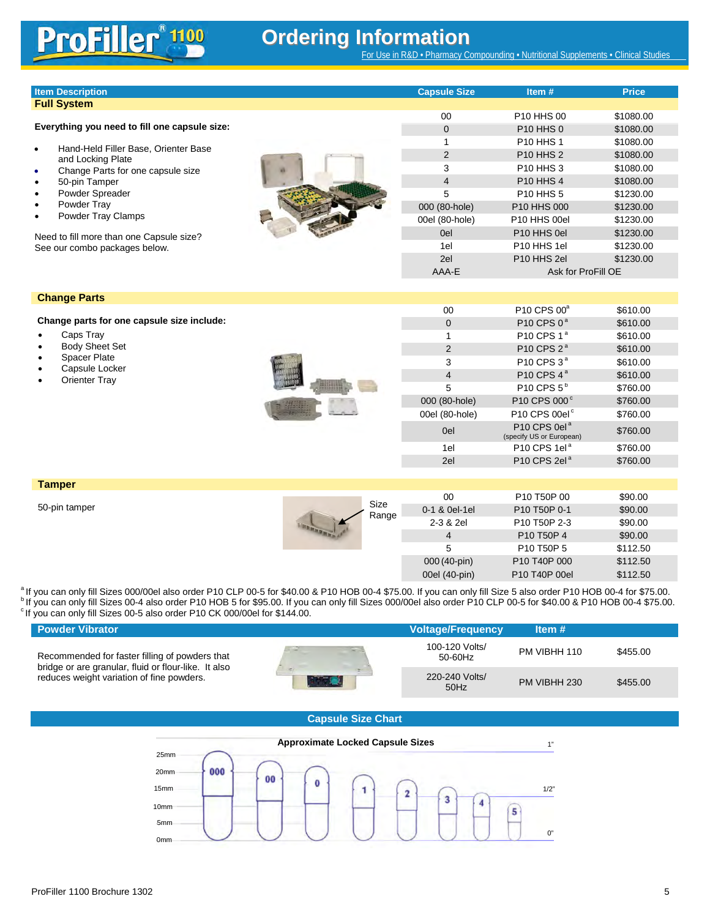# ProFiller® 1100 Ordering Information

For Use in R&D • Pharmacy Compounding • Nutritional Supplements • Clinical Studies

## Full System

**Everything you need to fill one capsule size:**

- Hand-Held Filler Base, Orienter Base and Locking Plate
- Change Parts for one capsule size
- 50-pin Tamper
- Powder Spreader
- Powder Tray
- Powder Tray Clamps

Need to fill more than one Capsule size? See our combo packages below.

| Capsule Size | Item # | Price |
|---|---|---|
| 00 | P10 HHS 00 | $1080.00 |
| 0 | P10 HHS 0 | $1080.00 |
| 1 | P10 HHS 1 | $1080.00 |
| 2 | P10 HHS 2 | $1080.00 |
| 3 | P10 HHS 3 | $1080.00 |
| 4 | P10 HHS 4 | $1080.00 |
| 5 | P10 HHS 5 | $1230.00 |
| 000 (80-hole) | P10 HHS 000 | $1230.00 |
| 00el (80-hole) | P10 HHS 00el | $1230.00 |
| 0el | P10 HHS 0el | $1230.00 |
| 1el | P10 HHS 1el | $1230.00 |
| 2el | P10 HHS 2el | $1230.00 |
| AAA-E | Ask for ProFill OE | |

## Change Parts

**Change parts for one capsule size include:**

- Caps Tray
- Body Sheet Set
- Spacer Plate
- Capsule Locker
- Orienter Tray

| Capsule Size | Item # | Price |
|---|---|---|
| 00 | P10 CPS 00[a] | $610.00 |
| 0 | P10 CPS 0[a] | $610.00 |
| 1 | P10 CPS 1[a] | $610.00 |
| 2 | P10 CPS 2[a] | $610.00 |
| 3 | P10 CPS 3[a] | $610.00 |
| 4 | P10 CPS 4[a] | $610.00 |
| 5 | P10 CPS 5[b] | $760.00 |
| 000 (80-hole) | P10 CPS 000[c] | $760.00 |
| 00el (80-hole) | P10 CPS 00el[c] | $760.00 |
| 0el | P10 CPS 0el[a] (specify US or European) | $760.00 |
| 1el | P10 CPS 1el[a] | $760.00 |
| 2el | P10 CPS 2el[a] | $760.00 |

## Tamper

50-pin tamper

Size Range

| Capsule Size | Item # | Price |
|---|---|---|
| 00 | P10 T50P 00 | $90.00 |
| 0-1 & 0el-1el | P10 T50P 0-1 | $90.00 |
| 2-3 & 2el | P10 T50P 2-3 | $90.00 |
| 4 | P10 T50P 4 | $90.00 |
| 5 | P10 T50P 5 | $112.50 |
| 000 (40-pin) | P10 T40P 000 | $112.50 |
| 00el (40-pin) | P10 T40P 00el | $112.50 |

[a] If you can only fill Sizes 000/00el also order P10 CLP 00-5 for $40.00 & P10 HOB 00-4 $75.00. If you can only fill Size 5 also order P10 HOB 00-4 for $75.00.
[b] If you can only fill Sizes 00-4 also order P10 HOB 5 for $95.00. If you can only fill Sizes 000/00el also order P10 CLP 00-5 for $40.00 & P10 HOB 00-4 $75.00.
[c] If you can only fill Sizes 00-5 also order P10 CK 000/00el for $144.00.

## Powder Vibrator

Recommended for faster filling of powders that bridge or are granular, fluid or flour-like. It also reduces weight variation of fine powders.

| Voltage/Frequency | Item # | Price |
|---|---|---|
| 100-120 Volts/ 50-60Hz | PM VIBHH 110 | $455.00 |
| 220-240 Volts/ 50Hz | PM VIBHH 230 | $455.00 |

## Capsule Size Chart

**Approximate Locked Capsule Sizes**

ProFiller 1100 Brochure 1302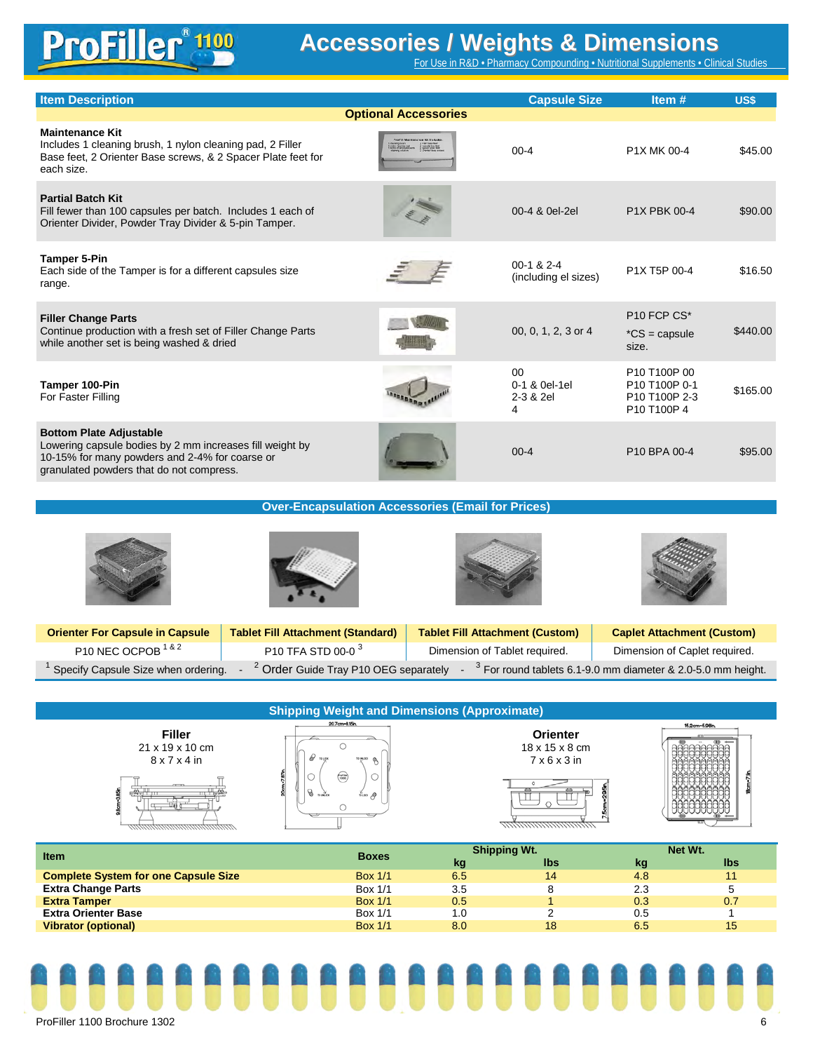# ProFiller® 1100

## Accessories / Weights & Dimensions

For Use in R&D • Pharmacy Compounding • Nutritional Supplements • Clinical Studies

| Item Description | Capsule Size | Item # | US$ |
|---|---|---|---|
| **Optional Accessories** | | | |
| **Maintenance Kit** Includes 1 cleaning brush, 1 nylon cleaning pad, 2 Filler Base feet, 2 Orienter Base screws, & 2 Spacer Plate feet for each size. | 00-4 | P1X MK 00-4 | $45.00 |
| **Partial Batch Kit** Fill fewer than 100 capsules per batch. Includes 1 each of Orienter Divider, Powder Tray Divider & 5-pin Tamper. | 00-4 & 0el-2el | P1X PBK 00-4 | $90.00 |
| **Tamper 5-Pin** Each side of the Tamper is for a different capsules size range. | 00-1 & 2-4 (including el sizes) | P1X T5P 00-4 | $16.50 |
| **Filler Change Parts** Continue production with a fresh set of Filler Change Parts while another set is being washed & dried | 00, 0, 1, 2, 3 or 4 | P10 FCP CS* *CS = capsule size. | $440.00 |
| **Tamper 100-Pin** For Faster Filling | 00<br>0-1 & 0el-1el<br>2-3 & 2el<br>4 | P10 T100P 00<br>P10 T100P 0-1<br>P10 T100P 2-3<br>P10 T100P 4 | $165.00 |
| **Bottom Plate Adjustable** Lowering capsule bodies by 2 mm increases fill weight by 10-15% for many powders and 2-4% for coarse or granulated powders that do not compress. | 00-4 | P10 BPA 00-4 | $95.00 |

### Over-Encapsulation Accessories (Email for Prices)

| Orienter For Capsule in Capsule | Tablet Fill Attachment (Standard) | Tablet Fill Attachment (Custom) | Caplet Attachment (Custom) |
|---|---|---|---|
| P10 NEC OCPOB [1 & 2] | P10 TFA STD 00-0 [3] | Dimension of Tablet required. | Dimension of Caplet required. |

[1] Specify Capsule Size when ordering. - [2] Order Guide Tray P10 OEG separately - [3] For round tablets 6.1-9.0 mm diameter & 2.0-5.0 mm height.

### Shipping Weight and Dimensions (Approximate)

**Filler**
21 x 19 x 10 cm
8 x 7 x 4 in

**Orienter**
18 x 15 x 8 cm
7 x 6 x 3 in

| Item | Boxes | Shipping Wt. kg | Shipping Wt. lbs | Net Wt. kg | Net Wt. lbs |
|---|---|---|---|---|---|
| **Complete System for one Capsule Size** | Box 1/1 | 6.5 | 14 | 4.8 | 11 |
| **Extra Change Parts** | Box 1/1 | 3.5 | 8 | 2.3 | 5 |
| **Extra Tamper** | Box 1/1 | 0.5 | 1 | 0.3 | 0.7 |
| **Extra Orienter Base** | Box 1/1 | 1.0 | 2 | 0.5 | 1 |
| **Vibrator (optional)** | Box 1/1 | 8.0 | 18 | 6.5 | 15 |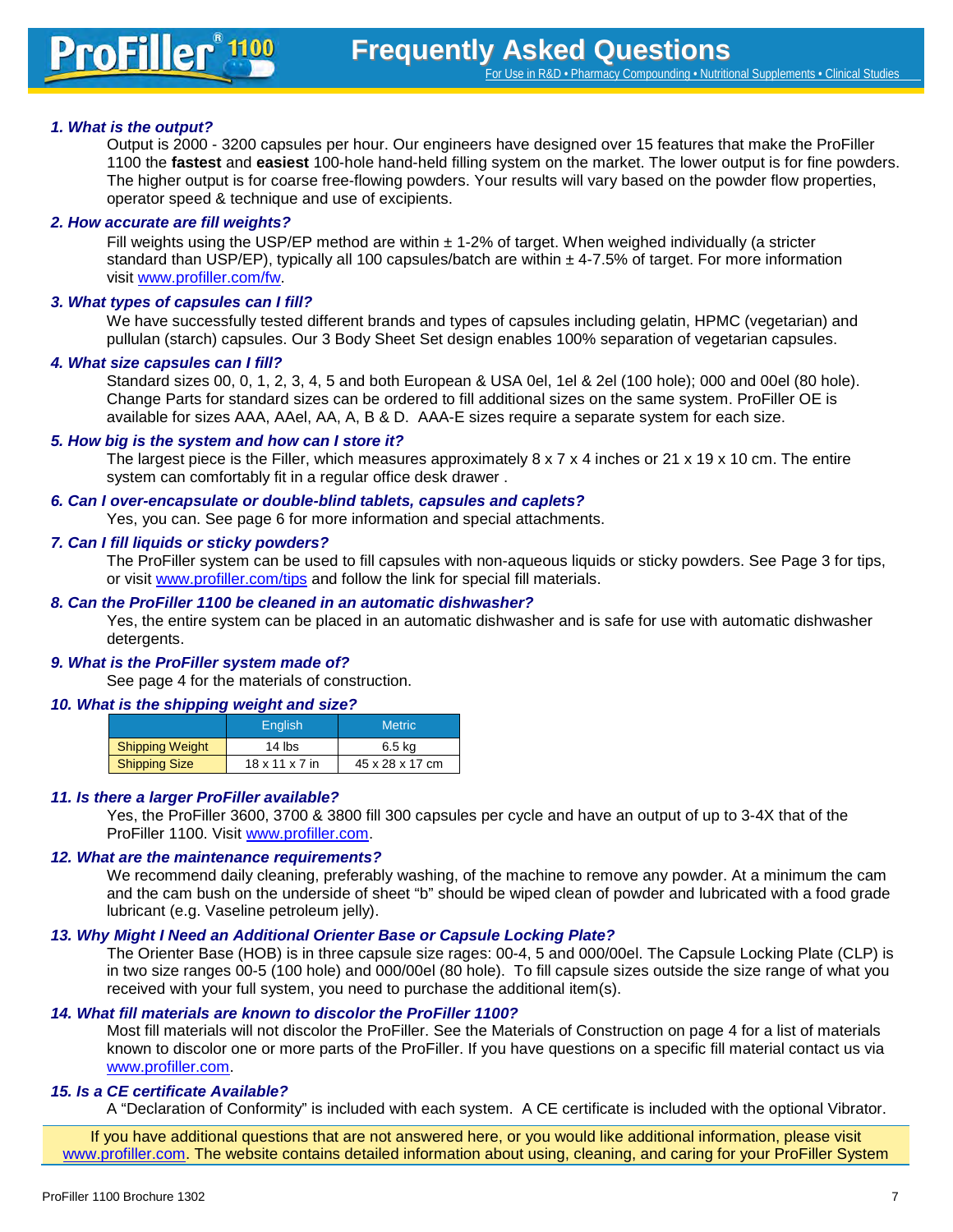# Frequently Asked Questions

For Use in R&D • Pharmacy Compounding • Nutritional Supplements • Clinical Studies

***1. What is the output?***

Output is 2000 - 3200 capsules per hour. Our engineers have designed over 15 features that make the ProFiller 1100 the **fastest** and **easiest** 100-hole hand-held filling system on the market. The lower output is for fine powders. The higher output is for coarse free-flowing powders. Your results will vary based on the powder flow properties, operator speed & technique and use of excipients.

***2. How accurate are fill weights?***

Fill weights using the USP/EP method are within ± 1-2% of target. When weighed individually (a stricter standard than USP/EP), typically all 100 capsules/batch are within ± 4-7.5% of target. For more information visit www.profiller.com/fw.

***3. What types of capsules can I fill?***

We have successfully tested different brands and types of capsules including gelatin, HPMC (vegetarian) and pullulan (starch) capsules. Our 3 Body Sheet Set design enables 100% separation of vegetarian capsules.

***4. What size capsules can I fill?***

Standard sizes 00, 0, 1, 2, 3, 4, 5 and both European & USA 0el, 1el & 2el (100 hole); 000 and 00el (80 hole). Change Parts for standard sizes can be ordered to fill additional sizes on the same system. ProFiller OE is available for sizes AAA, AAel, AA, A, B & D. AAA-E sizes require a separate system for each size.

***5. How big is the system and how can I store it?***

The largest piece is the Filler, which measures approximately 8 x 7 x 4 inches or 21 x 19 x 10 cm. The entire system can comfortably fit in a regular office desk drawer .

***6. Can I over-encapsulate or double-blind tablets, capsules and caplets?***

Yes, you can. See page 6 for more information and special attachments.

***7. Can I fill liquids or sticky powders?***

The ProFiller system can be used to fill capsules with non-aqueous liquids or sticky powders. See Page 3 for tips, or visit www.profiller.com/tips and follow the link for special fill materials.

***8. Can the ProFiller 1100 be cleaned in an automatic dishwasher?***

Yes, the entire system can be placed in an automatic dishwasher and is safe for use with automatic dishwasher detergents.

***9. What is the ProFiller system made of?***

See page 4 for the materials of construction.

***10. What is the shipping weight and size?***

| | English | Metric |
|---|---|---|
| Shipping Weight | 14 lbs | 6.5 kg |
| Shipping Size | 18 x 11 x 7 in | 45 x 28 x 17 cm |

***11. Is there a larger ProFiller available?***

Yes, the ProFiller 3600, 3700 & 3800 fill 300 capsules per cycle and have an output of up to 3-4X that of the ProFiller 1100. Visit www.profiller.com.

***12. What are the maintenance requirements?***

We recommend daily cleaning, preferably washing, of the machine to remove any powder. At a minimum the cam and the cam bush on the underside of sheet "b" should be wiped clean of powder and lubricated with a food grade lubricant (e.g. Vaseline petroleum jelly).

***13. Why Might I Need an Additional Orienter Base or Capsule Locking Plate?***

The Orienter Base (HOB) is in three capsule size rages: 00-4, 5 and 000/00el. The Capsule Locking Plate (CLP) is in two size ranges 00-5 (100 hole) and 000/00el (80 hole). To fill capsule sizes outside the size range of what you received with your full system, you need to purchase the additional item(s).

***14. What fill materials are known to discolor the ProFiller 1100?***

Most fill materials will not discolor the ProFiller. See the Materials of Construction on page 4 for a list of materials known to discolor one or more parts of the ProFiller. If you have questions on a specific fill material contact us via www.profiller.com.

***15. Is a CE certificate Available?***

A "Declaration of Conformity" is included with each system. A CE certificate is included with the optional Vibrator.

If you have additional questions that are not answered here, or you would like additional information, please visit www.profiller.com. The website contains detailed information about using, cleaning, and caring for your ProFiller System

ProFiller 1100 Brochure 1302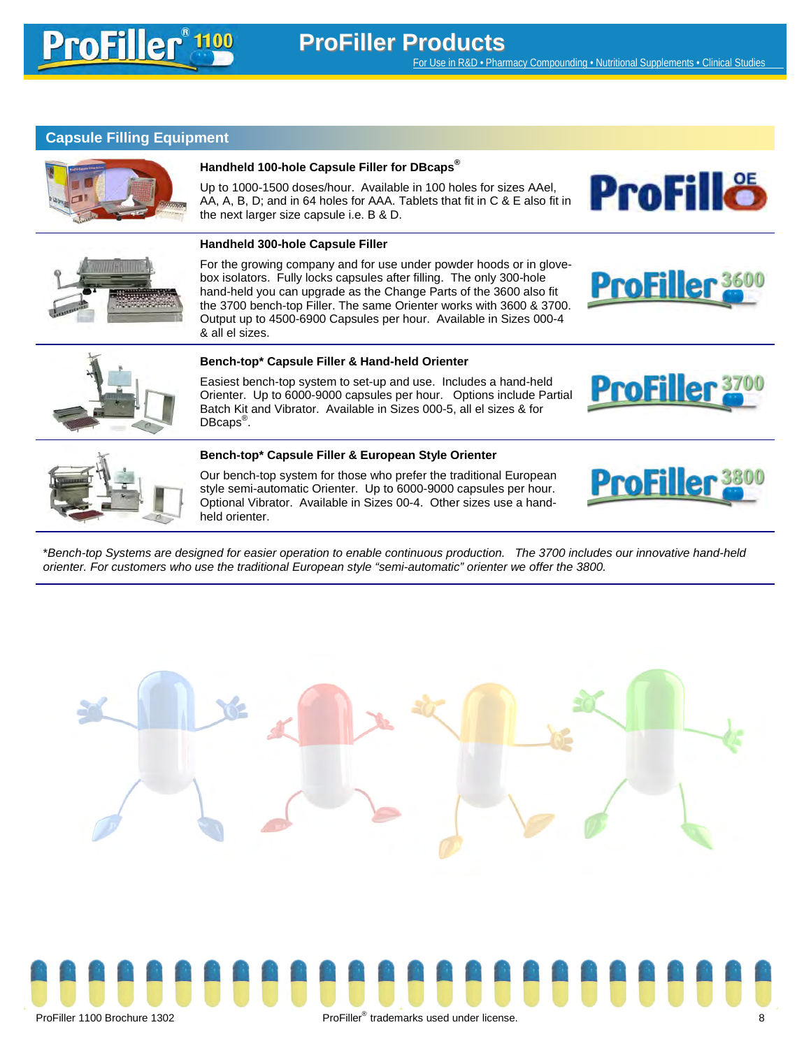# ProFiller Products

For Use in R&D • Pharmacy Compounding • Nutritional Supplements • Clinical Studies

## Capsule Filling Equipment

### Handheld 100-hole Capsule Filler for DBcaps®

Up to 1000-1500 doses/hour. Available in 100 holes for sizes AAel, AA, A, B, D; and in 64 holes for AAA. Tablets that fit in C & E also fit in the next larger size capsule i.e. B & D.

ProFill OE

### Handheld 300-hole Capsule Filler

For the growing company and for use under powder hoods or in glove-box isolators. Fully locks capsules after filling. The only 300-hole hand-held you can upgrade as the Change Parts of the 3600 also fit the 3700 bench-top Filler. The same Orienter works with 3600 & 3700. Output up to 4500-6900 Capsules per hour. Available in Sizes 000-4 & all el sizes.

ProFiller 3600

### Bench-top* Capsule Filler & Hand-held Orienter

Easiest bench-top system to set-up and use. Includes a hand-held Orienter. Up to 6000-9000 capsules per hour. Options include Partial Batch Kit and Vibrator. Available in Sizes 000-5, all el sizes & for DBcaps®.

ProFiller 3700

### Bench-top* Capsule Filler & European Style Orienter

Our bench-top system for those who prefer the traditional European style semi-automatic Orienter. Up to 6000-9000 capsules per hour. Optional Vibrator. Available in Sizes 00-4. Other sizes use a hand-held orienter.

ProFiller 3800

*\*Bench-top Systems are designed for easier operation to enable continuous production. The 3700 includes our innovative hand-held orienter. For customers who use the traditional European style "semi-automatic" orienter we offer the 3800.*

ProFiller® trademarks used under license.